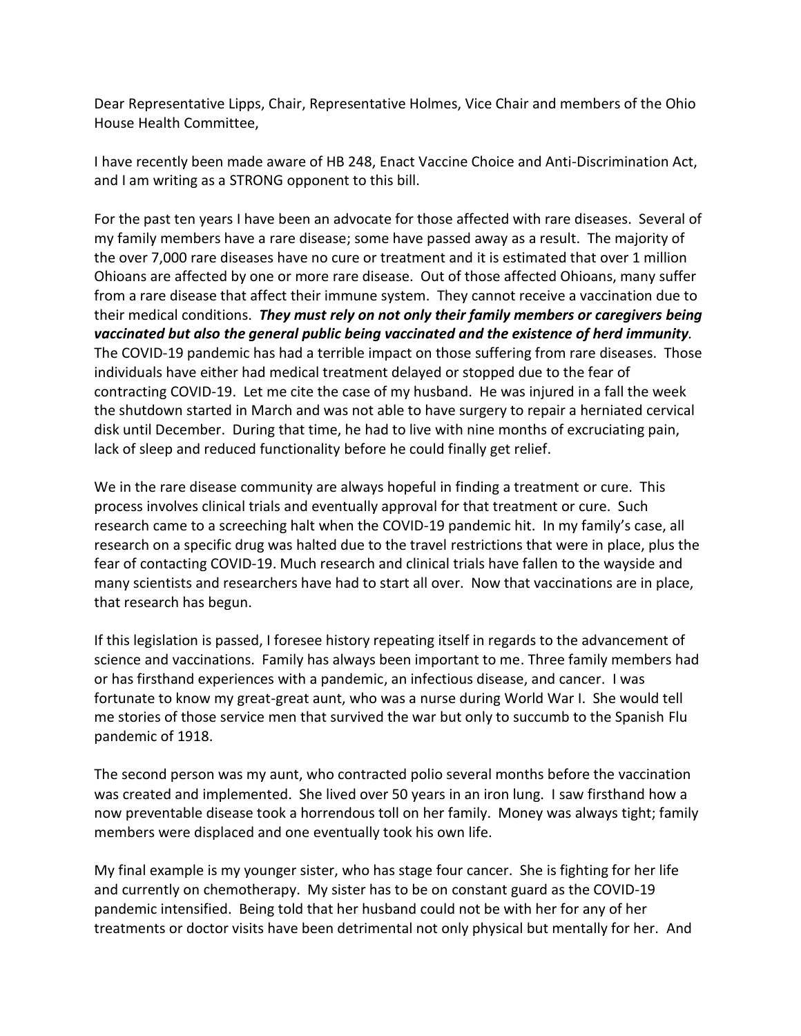Dear Representative Lipps, Chair, Representative Holmes, Vice Chair and members of the Ohio House Health Committee,

I have recently been made aware of HB 248, Enact Vaccine Choice and Anti-Discrimination Act, and I am writing as a STRONG opponent to this bill.

For the past ten years I have been an advocate for those affected with rare diseases. Several of my family members have a rare disease; some have passed away as a result. The majority of the over 7,000 rare diseases have no cure or treatment and it is estimated that over 1 million Ohioans are affected by one or more rare disease. Out of those affected Ohioans, many suffer from a rare disease that affect their immune system. They cannot receive a vaccination due to their medical conditions. ***They must rely on not only their family members or caregivers being vaccinated but also the general public being vaccinated and the existence of herd immunity***. The COVID-19 pandemic has had a terrible impact on those suffering from rare diseases. Those individuals have either had medical treatment delayed or stopped due to the fear of contracting COVID-19. Let me cite the case of my husband. He was injured in a fall the week the shutdown started in March and was not able to have surgery to repair a herniated cervical disk until December. During that time, he had to live with nine months of excruciating pain, lack of sleep and reduced functionality before he could finally get relief.

We in the rare disease community are always hopeful in finding a treatment or cure. This process involves clinical trials and eventually approval for that treatment or cure. Such research came to a screeching halt when the COVID-19 pandemic hit. In my family's case, all research on a specific drug was halted due to the travel restrictions that were in place, plus the fear of contacting COVID-19. Much research and clinical trials have fallen to the wayside and many scientists and researchers have had to start all over. Now that vaccinations are in place, that research has begun.

If this legislation is passed, I foresee history repeating itself in regards to the advancement of science and vaccinations. Family has always been important to me. Three family members had or has firsthand experiences with a pandemic, an infectious disease, and cancer. I was fortunate to know my great-great aunt, who was a nurse during World War I. She would tell me stories of those service men that survived the war but only to succumb to the Spanish Flu pandemic of 1918.

The second person was my aunt, who contracted polio several months before the vaccination was created and implemented. She lived over 50 years in an iron lung. I saw firsthand how a now preventable disease took a horrendous toll on her family. Money was always tight; family members were displaced and one eventually took his own life.

My final example is my younger sister, who has stage four cancer. She is fighting for her life and currently on chemotherapy. My sister has to be on constant guard as the COVID-19 pandemic intensified. Being told that her husband could not be with her for any of her treatments or doctor visits have been detrimental not only physical but mentally for her. And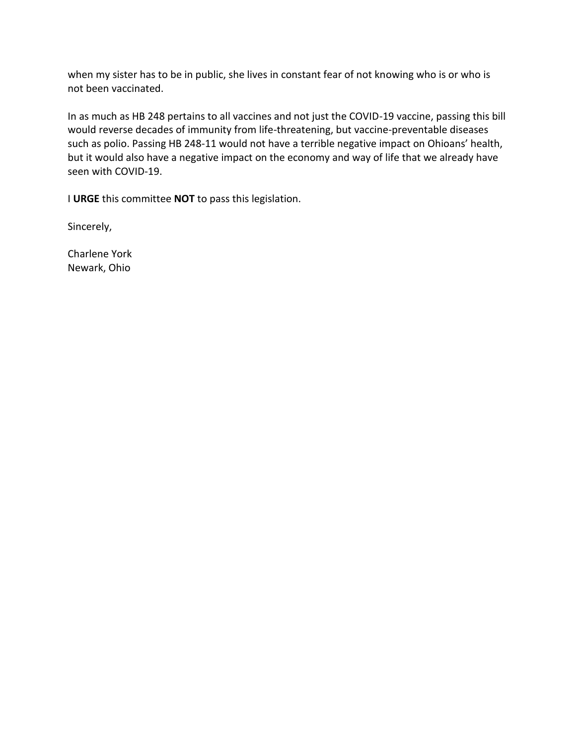when my sister has to be in public, she lives in constant fear of not knowing who is or who is not been vaccinated.

In as much as HB 248 pertains to all vaccines and not just the COVID-19 vaccine, passing this bill would reverse decades of immunity from life-threatening, but vaccine-preventable diseases such as polio. Passing HB 248-11 would not have a terrible negative impact on Ohioans' health, but it would also have a negative impact on the economy and way of life that we already have seen with COVID-19.

I **URGE** this committee **NOT** to pass this legislation.

Sincerely,

Charlene York
Newark, Ohio